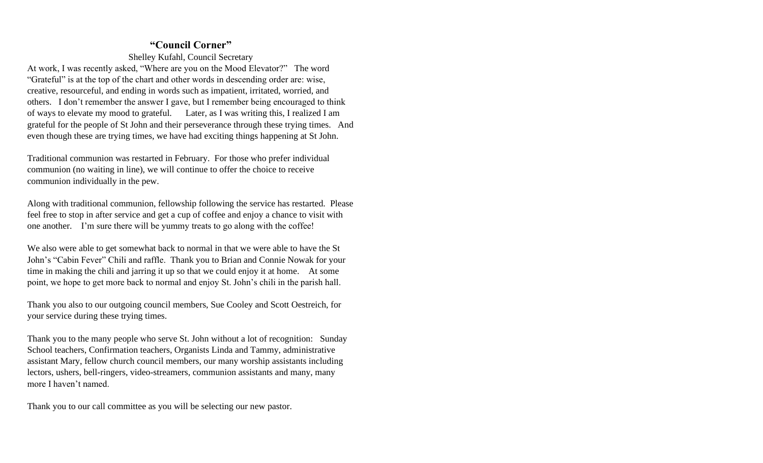# "Council Corner"

Shelley Kufahl, Council Secretary

At work, I was recently asked, "Where are you on the Mood Elevator?" The word "Grateful" is at the top of the chart and other words in descending order are: wise, creative, resourceful, and ending in words such as impatient, irritated, worried, and others. I don't remember the answer I gave, but I remember being encouraged to think of ways to elevate my mood to grateful. Later, as I was writing this, I realized I am grateful for the people of St John and their perseverance through these trying times. And even though these are trying times, we have had exciting things happening at St John.

Traditional communion was restarted in February. For those who prefer individual communion (no waiting in line), we will continue to offer the choice to receive communion individually in the pew.

Along with traditional communion, fellowship following the service has restarted. Please feel free to stop in after service and get a cup of coffee and enjoy a chance to visit with one another. I'm sure there will be yummy treats to go along with the coffee!

We also were able to get somewhat back to normal in that we were able to have the St John's "Cabin Fever" Chili and raffle. Thank you to Brian and Connie Nowak for your time in making the chili and jarring it up so that we could enjoy it at home. At some point, we hope to get more back to normal and enjoy St. John's chili in the parish hall.

Thank you also to our outgoing council members, Sue Cooley and Scott Oestreich, for your service during these trying times.

Thank you to the many people who serve St. John without a lot of recognition: Sunday School teachers, Confirmation teachers, Organists Linda and Tammy, administrative assistant Mary, fellow church council members, our many worship assistants including lectors, ushers, bell-ringers, video-streamers, communion assistants and many, many more I haven't named.

Thank you to our call committee as you will be selecting our new pastor.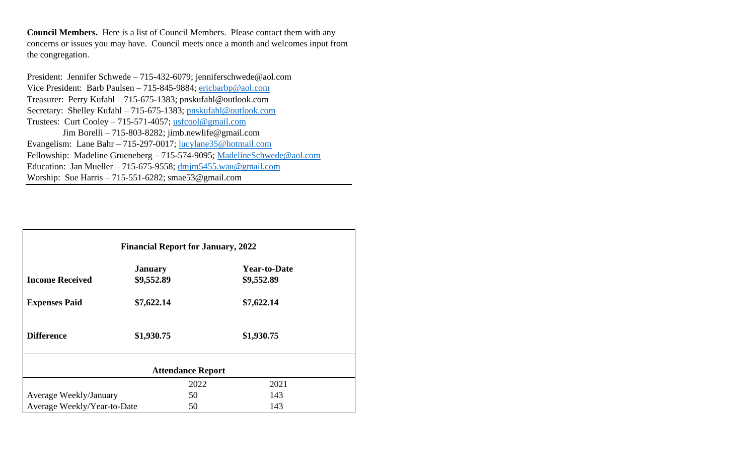**Council Members.** Here is a list of Council Members. Please contact them with any concerns or issues you may have. Council meets once a month and welcomes input from the congregation.

President: Jennifer Schwede – 715-432-6079; jenniferschwede@aol.com
Vice President: Barb Paulsen – 715-845-9884; ericbarbp@aol.com
Treasurer: Perry Kufahl – 715-675-1383; pnskufahl@outlook.com
Secretary: Shelley Kufahl – 715-675-1383; pnskufahl@outlook.com
Trustees: Curt Cooley – 715-571-4057; usfcool@gmail.com
Jim Borelli – 715-803-8282; jimb.newlife@gmail.com
Evangelism: Lane Bahr – 715-297-0017; lucylane35@hotmail.com
Fellowship: Madeline Grueneberg – 715-574-9095; MadelineSchwede@aol.com
Education: Jan Mueller – 715-675-9558; dmjm5455.wau@gmail.com
Worship: Sue Harris – 715-551-6282; smae53@gmail.com

---

**Financial Report for January, 2022**

| | **January** | **Year-to-Date** |
|---|---|---|
| **Income Received** | **$9,552.89** | **$9,552.89** |
| **Expenses Paid** | **$7,622.14** | **$7,622.14** |
| **Difference** | **$1,930.75** | **$1,930.75** |

**Attendance Report**

| | 2022 | 2021 |
|---|---|---|
| Average Weekly/January | 50 | 143 |
| Average Weekly/Year-to-Date | 50 | 143 |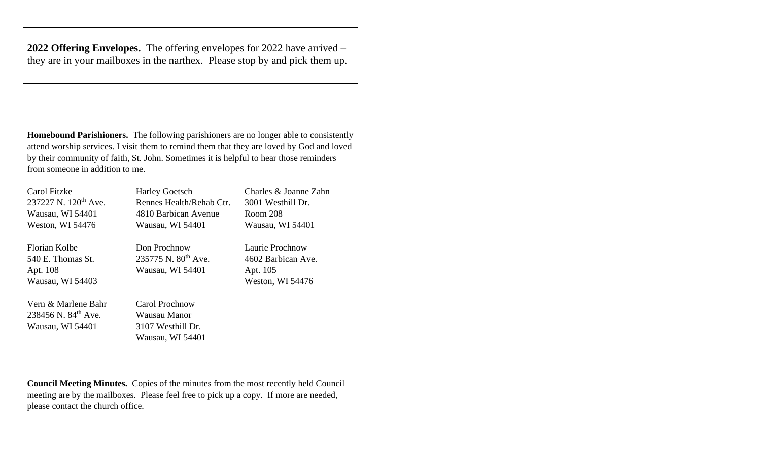**2022 Offering Envelopes.** The offering envelopes for 2022 have arrived – they are in your mailboxes in the narthex. Please stop by and pick them up.

**Homebound Parishioners.** The following parishioners are no longer able to consistently attend worship services. I visit them to remind them that they are loved by God and loved by their community of faith, St. John. Sometimes it is helpful to hear those reminders from someone in addition to me.

Carol Fitzke
237227 N. 120th Ave.
Wausau, WI 54401
Weston, WI 54476

Harley Goetsch
Rennes Health/Rehab Ctr.
4810 Barbican Avenue
Wausau, WI 54401

Charles & Joanne Zahn
3001 Westhill Dr.
Room 208
Wausau, WI 54401

Florian Kolbe
540 E. Thomas St.
Apt. 108
Wausau, WI 54403

Don Prochnow
235775 N. 80th Ave.
Wausau, WI 54401

Laurie Prochnow
4602 Barbican Ave.
Apt. 105
Weston, WI 54476

Vern & Marlene Bahr
238456 N. 84th Ave.
Wausau, WI 54401

Carol Prochnow
Wausau Manor
3107 Westhill Dr.
Wausau, WI 54401

**Council Meeting Minutes.** Copies of the minutes from the most recently held Council meeting are by the mailboxes. Please feel free to pick up a copy. If more are needed, please contact the church office.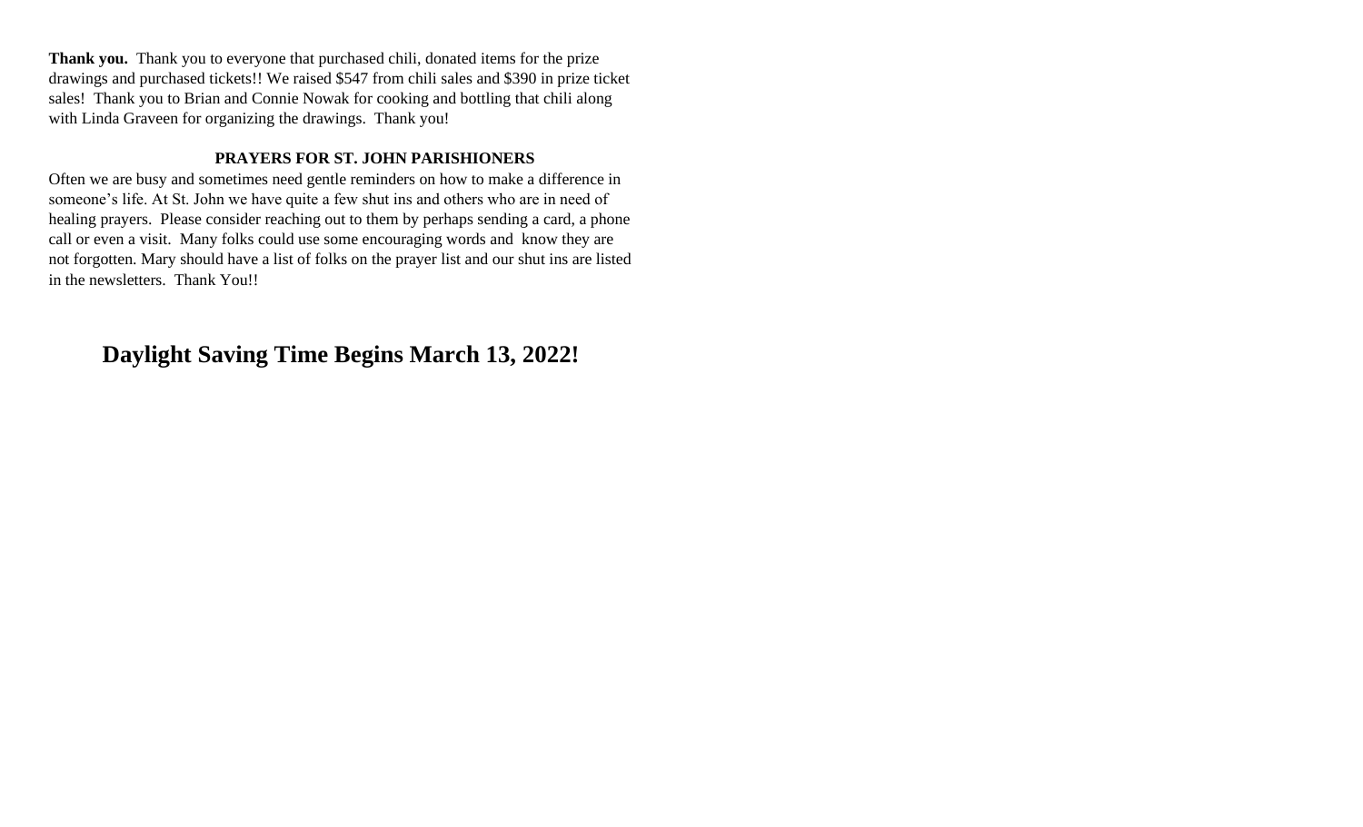**Thank you.** Thank you to everyone that purchased chili, donated items for the prize drawings and purchased tickets!! We raised $547 from chili sales and $390 in prize ticket sales! Thank you to Brian and Connie Nowak for cooking and bottling that chili along with Linda Graveen for organizing the drawings. Thank you!

**PRAYERS FOR ST. JOHN PARISHIONERS**

Often we are busy and sometimes need gentle reminders on how to make a difference in someone's life. At St. John we have quite a few shut ins and others who are in need of healing prayers. Please consider reaching out to them by perhaps sending a card, a phone call or even a visit. Many folks could use some encouraging words and know they are not forgotten. Mary should have a list of folks on the prayer list and our shut ins are listed in the newsletters. Thank You!!

## Daylight Saving Time Begins March 13, 2022!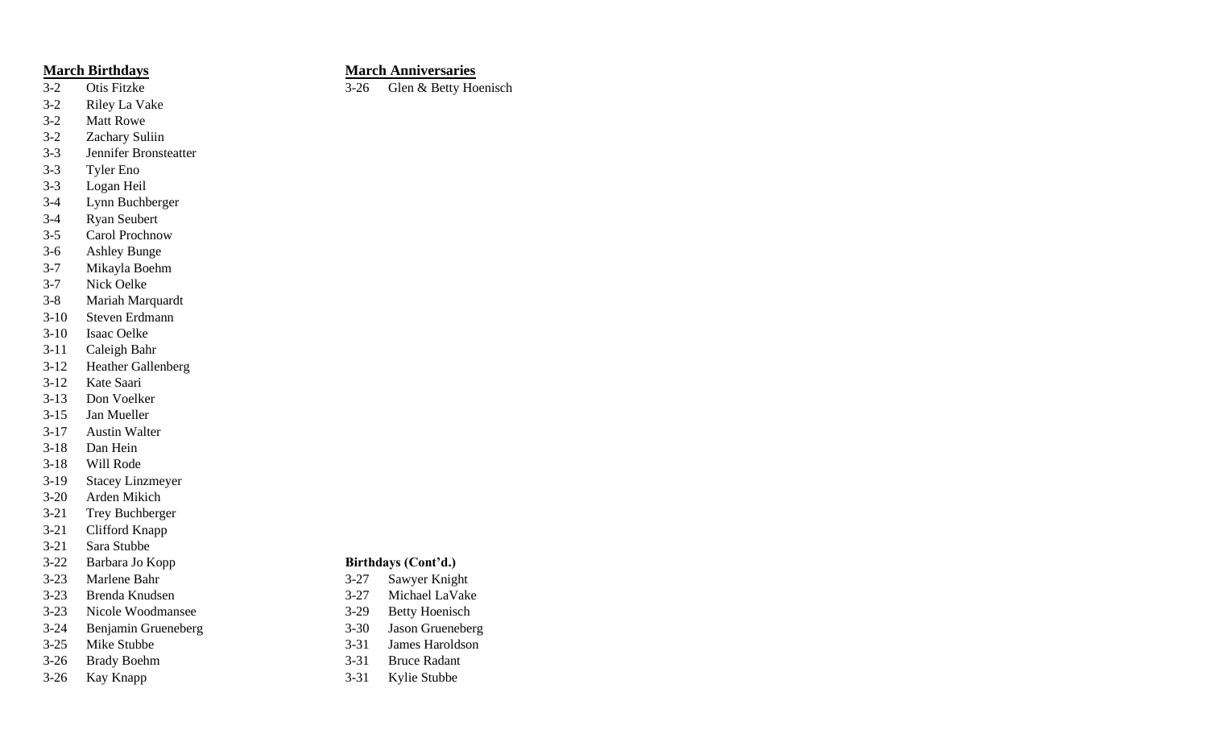**March Birthdays**

3-2 Otis Fitzke
3-2 Riley La Vake
3-2 Matt Rowe
3-2 Zachary Suliin
3-3 Jennifer Bronsteatter
3-3 Tyler Eno
3-3 Logan Heil
3-4 Lynn Buchberger
3-4 Ryan Seubert
3-5 Carol Prochnow
3-6 Ashley Bunge
3-7 Mikayla Boehm
3-7 Nick Oelke
3-8 Mariah Marquardt
3-10 Steven Erdmann
3-10 Isaac Oelke
3-11 Caleigh Bahr
3-12 Heather Gallenberg
3-12 Kate Saari
3-13 Don Voelker
3-15 Jan Mueller
3-17 Austin Walter
3-18 Dan Hein
3-18 Will Rode
3-19 Stacey Linzmeyer
3-20 Arden Mikich
3-21 Trey Buchberger
3-21 Clifford Knapp
3-21 Sara Stubbe
3-22 Barbara Jo Kopp
3-23 Marlene Bahr
3-23 Brenda Knudsen
3-23 Nicole Woodmansee
3-24 Benjamin Grueneberg
3-25 Mike Stubbe
3-26 Brady Boehm
3-26 Kay Knapp

**Birthdays (Cont'd.)**

3-27 Sawyer Knight
3-27 Michael LaVake
3-29 Betty Hoenisch
3-30 Jason Grueneberg
3-31 James Haroldson
3-31 Bruce Radant
3-31 Kylie Stubbe

**March Anniversaries**

3-26 Glen & Betty Hoenisch